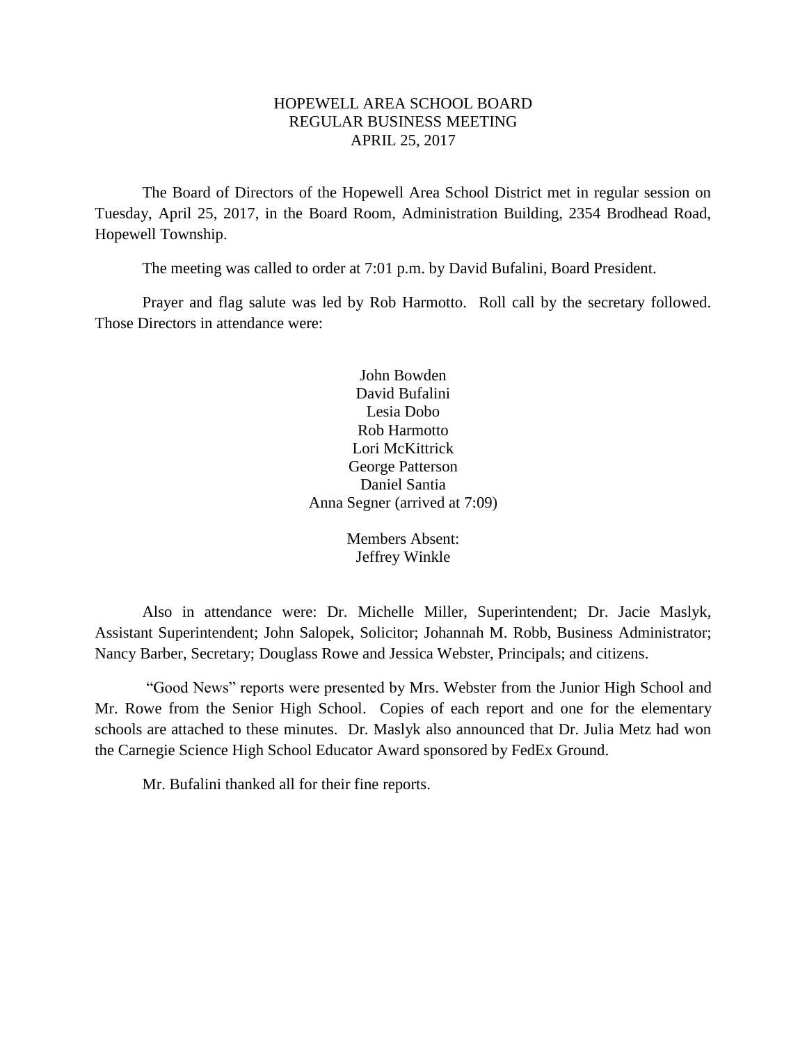# HOPEWELL AREA SCHOOL BOARD
## REGULAR BUSINESS MEETING
## APRIL 25, 2017

The Board of Directors of the Hopewell Area School District met in regular session on Tuesday, April 25, 2017, in the Board Room, Administration Building, 2354 Brodhead Road, Hopewell Township.

The meeting was called to order at 7:01 p.m. by David Bufalini, Board President.

Prayer and flag salute was led by Rob Harmotto. Roll call by the secretary followed. Those Directors in attendance were:

John Bowden
David Bufalini
Lesia Dobo
Rob Harmotto
Lori McKittrick
George Patterson
Daniel Santia
Anna Segner (arrived at 7:09)

Members Absent:
Jeffrey Winkle

Also in attendance were: Dr. Michelle Miller, Superintendent; Dr. Jacie Maslyk, Assistant Superintendent; John Salopek, Solicitor; Johannah M. Robb, Business Administrator; Nancy Barber, Secretary; Douglass Rowe and Jessica Webster, Principals; and citizens.

"Good News" reports were presented by Mrs. Webster from the Junior High School and Mr. Rowe from the Senior High School. Copies of each report and one for the elementary schools are attached to these minutes. Dr. Maslyk also announced that Dr. Julia Metz had won the Carnegie Science High School Educator Award sponsored by FedEx Ground.

Mr. Bufalini thanked all for their fine reports.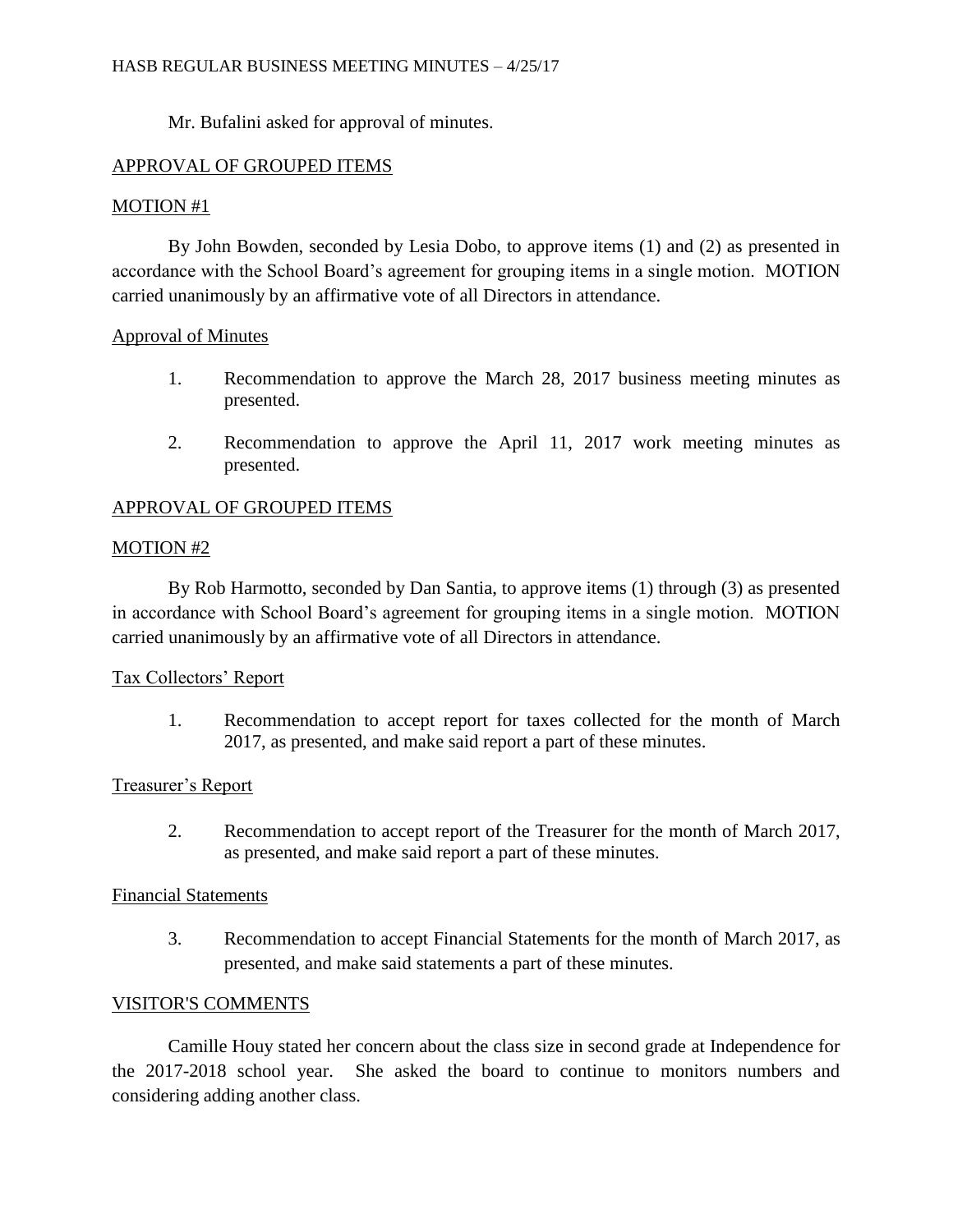Mr. Bufalini asked for approval of minutes.

## APPROVAL OF GROUPED ITEMS

### MOTION #1

By John Bowden, seconded by Lesia Dobo, to approve items (1) and (2) as presented in accordance with the School Board's agreement for grouping items in a single motion. MOTION carried unanimously by an affirmative vote of all Directors in attendance.

### Approval of Minutes

1. Recommendation to approve the March 28, 2017 business meeting minutes as presented.
2. Recommendation to approve the April 11, 2017 work meeting minutes as presented.

## APPROVAL OF GROUPED ITEMS

### MOTION #2

By Rob Harmotto, seconded by Dan Santia, to approve items (1) through (3) as presented in accordance with School Board's agreement for grouping items in a single motion. MOTION carried unanimously by an affirmative vote of all Directors in attendance.

### Tax Collectors' Report

1. Recommendation to accept report for taxes collected for the month of March 2017, as presented, and make said report a part of these minutes.

### Treasurer's Report

2. Recommendation to accept report of the Treasurer for the month of March 2017, as presented, and make said report a part of these minutes.

### Financial Statements

3. Recommendation to accept Financial Statements for the month of March 2017, as presented, and make said statements a part of these minutes.

## VISITOR'S COMMENTS

Camille Houy stated her concern about the class size in second grade at Independence for the 2017-2018 school year. She asked the board to continue to monitors numbers and considering adding another class.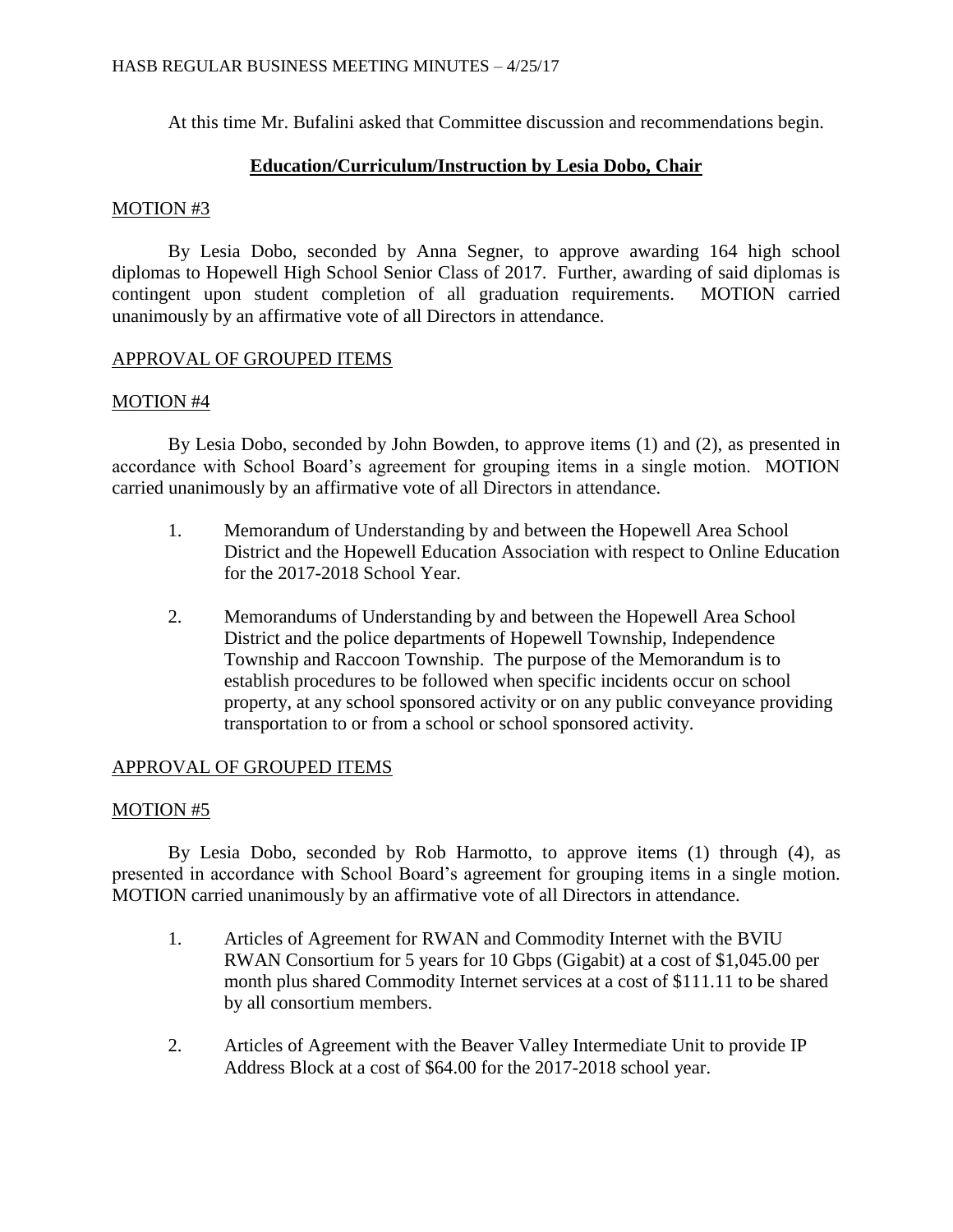At this time Mr. Bufalini asked that Committee discussion and recommendations begin.

## Education/Curriculum/Instruction by Lesia Dobo, Chair

MOTION #3

By Lesia Dobo, seconded by Anna Segner, to approve awarding 164 high school diplomas to Hopewell High School Senior Class of 2017. Further, awarding of said diplomas is contingent upon student completion of all graduation requirements. MOTION carried unanimously by an affirmative vote of all Directors in attendance.

APPROVAL OF GROUPED ITEMS

MOTION #4

By Lesia Dobo, seconded by John Bowden, to approve items (1) and (2), as presented in accordance with School Board's agreement for grouping items in a single motion. MOTION carried unanimously by an affirmative vote of all Directors in attendance.

1. Memorandum of Understanding by and between the Hopewell Area School District and the Hopewell Education Association with respect to Online Education for the 2017-2018 School Year.

2. Memorandums of Understanding by and between the Hopewell Area School District and the police departments of Hopewell Township, Independence Township and Raccoon Township. The purpose of the Memorandum is to establish procedures to be followed when specific incidents occur on school property, at any school sponsored activity or on any public conveyance providing transportation to or from a school or school sponsored activity.

APPROVAL OF GROUPED ITEMS

MOTION #5

By Lesia Dobo, seconded by Rob Harmotto, to approve items (1) through (4), as presented in accordance with School Board's agreement for grouping items in a single motion. MOTION carried unanimously by an affirmative vote of all Directors in attendance.

1. Articles of Agreement for RWAN and Commodity Internet with the BVIU RWAN Consortium for 5 years for 10 Gbps (Gigabit) at a cost of $1,045.00 per month plus shared Commodity Internet services at a cost of $111.11 to be shared by all consortium members.

2. Articles of Agreement with the Beaver Valley Intermediate Unit to provide IP Address Block at a cost of $64.00 for the 2017-2018 school year.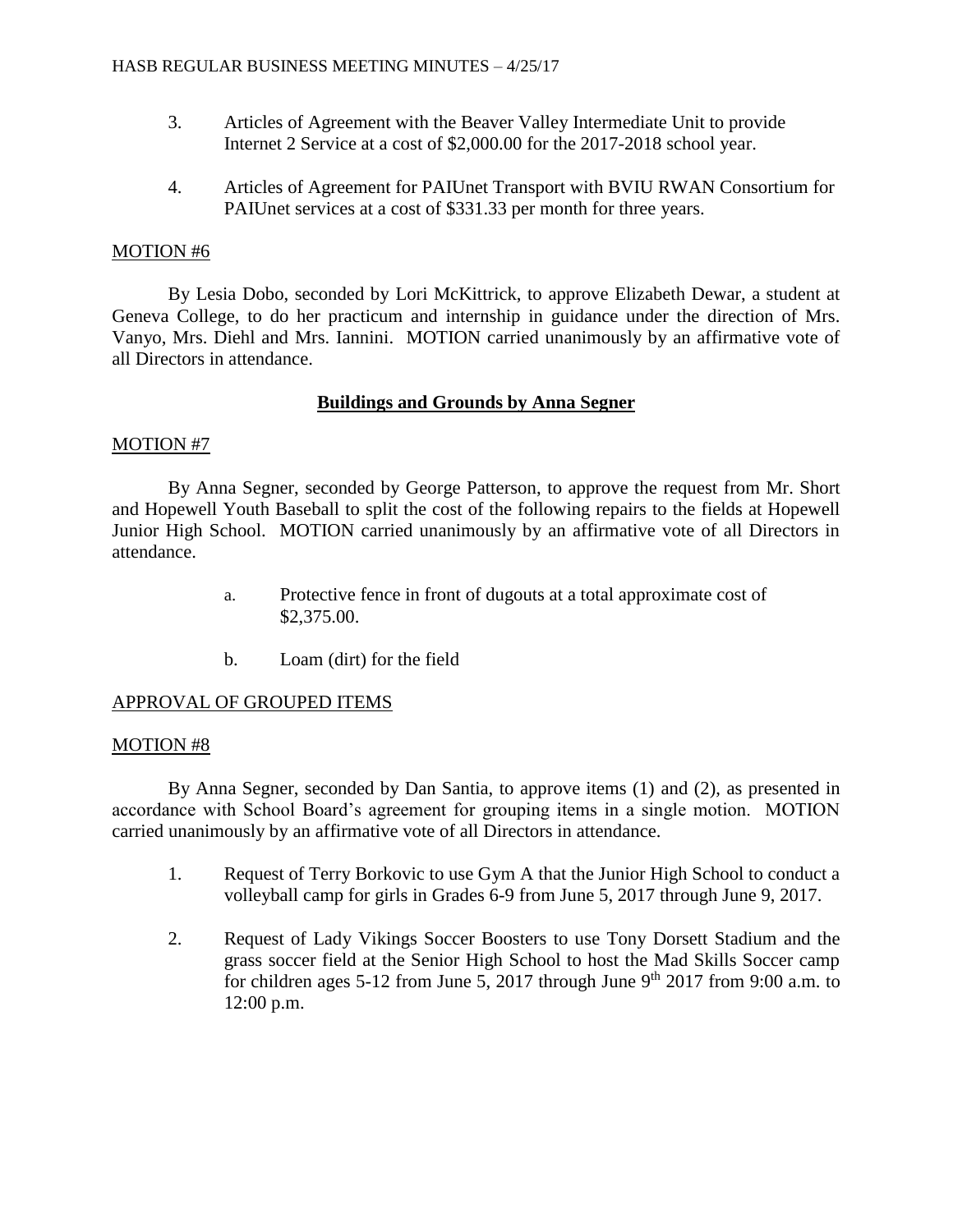3. Articles of Agreement with the Beaver Valley Intermediate Unit to provide Internet 2 Service at a cost of $2,000.00 for the 2017-2018 school year.

4. Articles of Agreement for PAIUnet Transport with BVIU RWAN Consortium for PAIUnet services at a cost of $331.33 per month for three years.

MOTION #6

By Lesia Dobo, seconded by Lori McKittrick, to approve Elizabeth Dewar, a student at Geneva College, to do her practicum and internship in guidance under the direction of Mrs. Vanyo, Mrs. Diehl and Mrs. Iannini. MOTION carried unanimously by an affirmative vote of all Directors in attendance.

## **Buildings and Grounds by Anna Segner**

MOTION #7

By Anna Segner, seconded by George Patterson, to approve the request from Mr. Short and Hopewell Youth Baseball to split the cost of the following repairs to the fields at Hopewell Junior High School. MOTION carried unanimously by an affirmative vote of all Directors in attendance.

a. Protective fence in front of dugouts at a total approximate cost of $2,375.00.

b. Loam (dirt) for the field

APPROVAL OF GROUPED ITEMS

MOTION #8

By Anna Segner, seconded by Dan Santia, to approve items (1) and (2), as presented in accordance with School Board's agreement for grouping items in a single motion. MOTION carried unanimously by an affirmative vote of all Directors in attendance.

1. Request of Terry Borkovic to use Gym A that the Junior High School to conduct a volleyball camp for girls in Grades 6-9 from June 5, 2017 through June 9, 2017.

2. Request of Lady Vikings Soccer Boosters to use Tony Dorsett Stadium and the grass soccer field at the Senior High School to host the Mad Skills Soccer camp for children ages 5-12 from June 5, 2017 through June 9th 2017 from 9:00 a.m. to 12:00 p.m.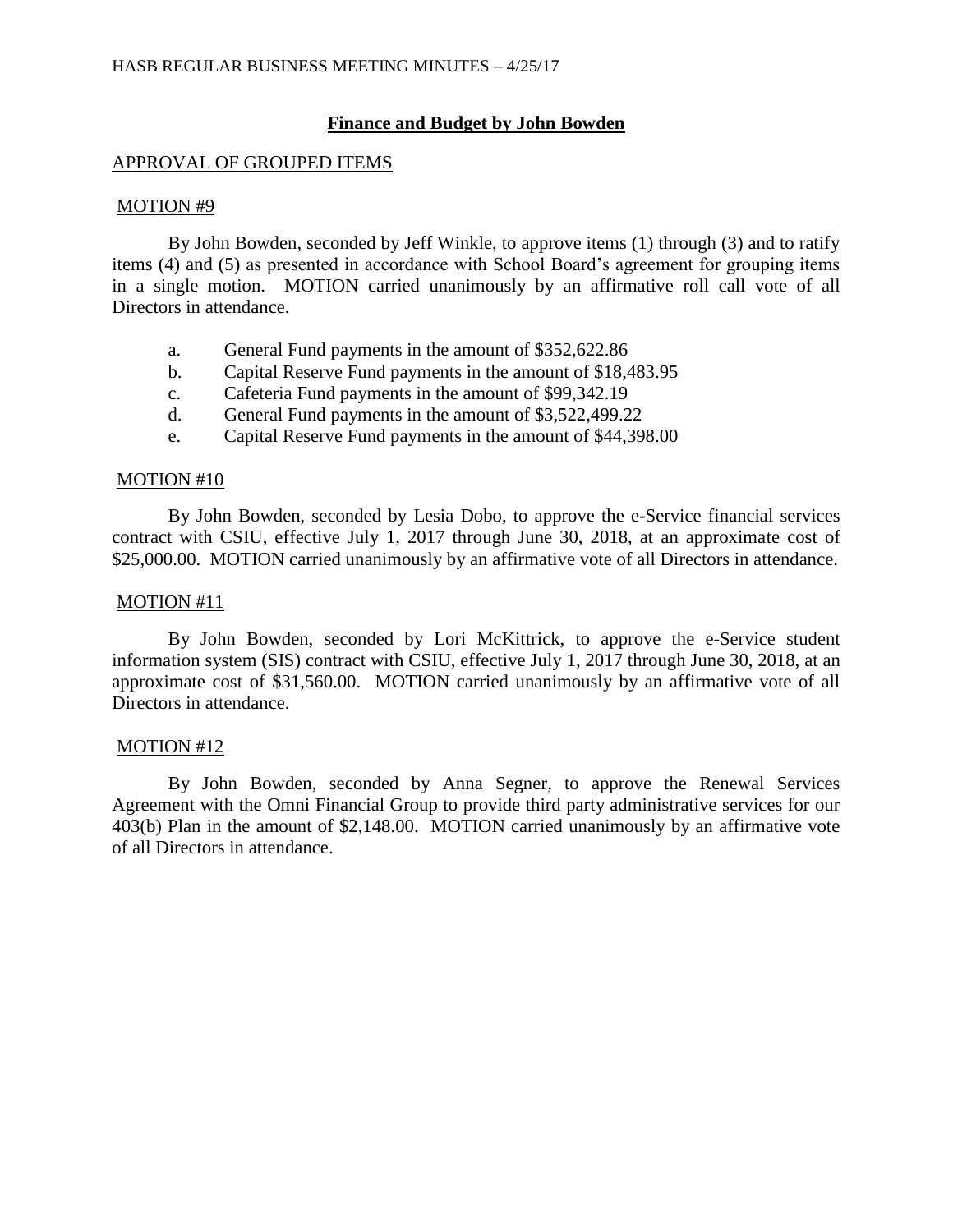## Finance and Budget by John Bowden

### APPROVAL OF GROUPED ITEMS

#### MOTION #9

By John Bowden, seconded by Jeff Winkle, to approve items (1) through (3) and to ratify items (4) and (5) as presented in accordance with School Board's agreement for grouping items in a single motion. MOTION carried unanimously by an affirmative roll call vote of all Directors in attendance.

a. General Fund payments in the amount of $352,622.86
b. Capital Reserve Fund payments in the amount of $18,483.95
c. Cafeteria Fund payments in the amount of $99,342.19
d. General Fund payments in the amount of $3,522,499.22
e. Capital Reserve Fund payments in the amount of $44,398.00

#### MOTION #10

By John Bowden, seconded by Lesia Dobo, to approve the e-Service financial services contract with CSIU, effective July 1, 2017 through June 30, 2018, at an approximate cost of $25,000.00. MOTION carried unanimously by an affirmative vote of all Directors in attendance.

#### MOTION #11

By John Bowden, seconded by Lori McKittrick, to approve the e-Service student information system (SIS) contract with CSIU, effective July 1, 2017 through June 30, 2018, at an approximate cost of $31,560.00. MOTION carried unanimously by an affirmative vote of all Directors in attendance.

#### MOTION #12

By John Bowden, seconded by Anna Segner, to approve the Renewal Services Agreement with the Omni Financial Group to provide third party administrative services for our 403(b) Plan in the amount of $2,148.00. MOTION carried unanimously by an affirmative vote of all Directors in attendance.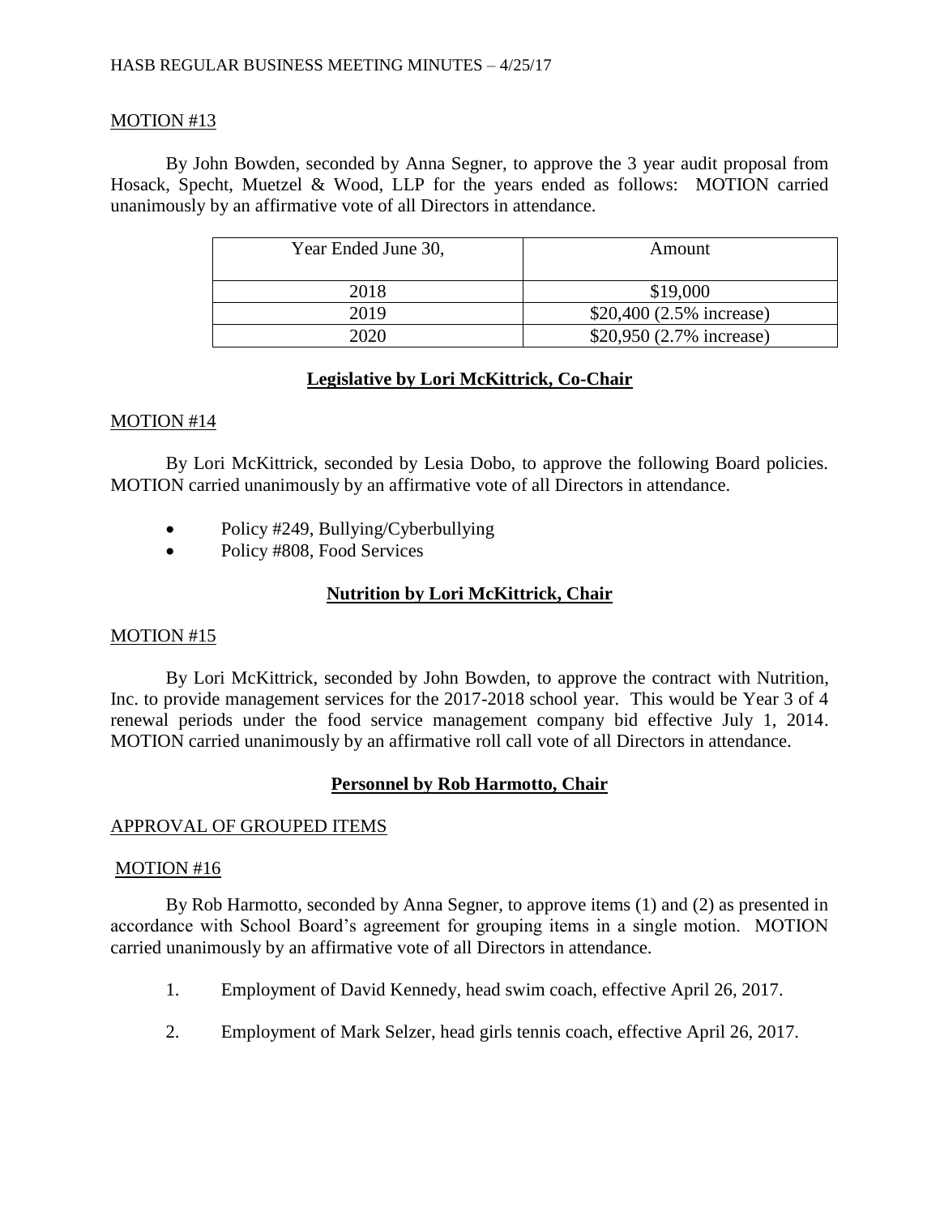MOTION #13

By John Bowden, seconded by Anna Segner, to approve the 3 year audit proposal from Hosack, Specht, Muetzel & Wood, LLP for the years ended as follows: MOTION carried unanimously by an affirmative vote of all Directors in attendance.

| Year Ended June 30, | Amount |
| --- | --- |
| 2018 | $19,000 |
| 2019 | $20,400 (2.5% increase) |
| 2020 | $20,950 (2.7% increase) |

## Legislative by Lori McKittrick, Co-Chair

MOTION #14

By Lori McKittrick, seconded by Lesia Dobo, to approve the following Board policies. MOTION carried unanimously by an affirmative vote of all Directors in attendance.

- Policy #249, Bullying/Cyberbullying
- Policy #808, Food Services

## Nutrition by Lori McKittrick, Chair

MOTION #15

By Lori McKittrick, seconded by John Bowden, to approve the contract with Nutrition, Inc. to provide management services for the 2017-2018 school year. This would be Year 3 of 4 renewal periods under the food service management company bid effective July 1, 2014. MOTION carried unanimously by an affirmative roll call vote of all Directors in attendance.

## Personnel by Rob Harmotto, Chair

APPROVAL OF GROUPED ITEMS

MOTION #16

By Rob Harmotto, seconded by Anna Segner, to approve items (1) and (2) as presented in accordance with School Board's agreement for grouping items in a single motion. MOTION carried unanimously by an affirmative vote of all Directors in attendance.

1. Employment of David Kennedy, head swim coach, effective April 26, 2017.

2. Employment of Mark Selzer, head girls tennis coach, effective April 26, 2017.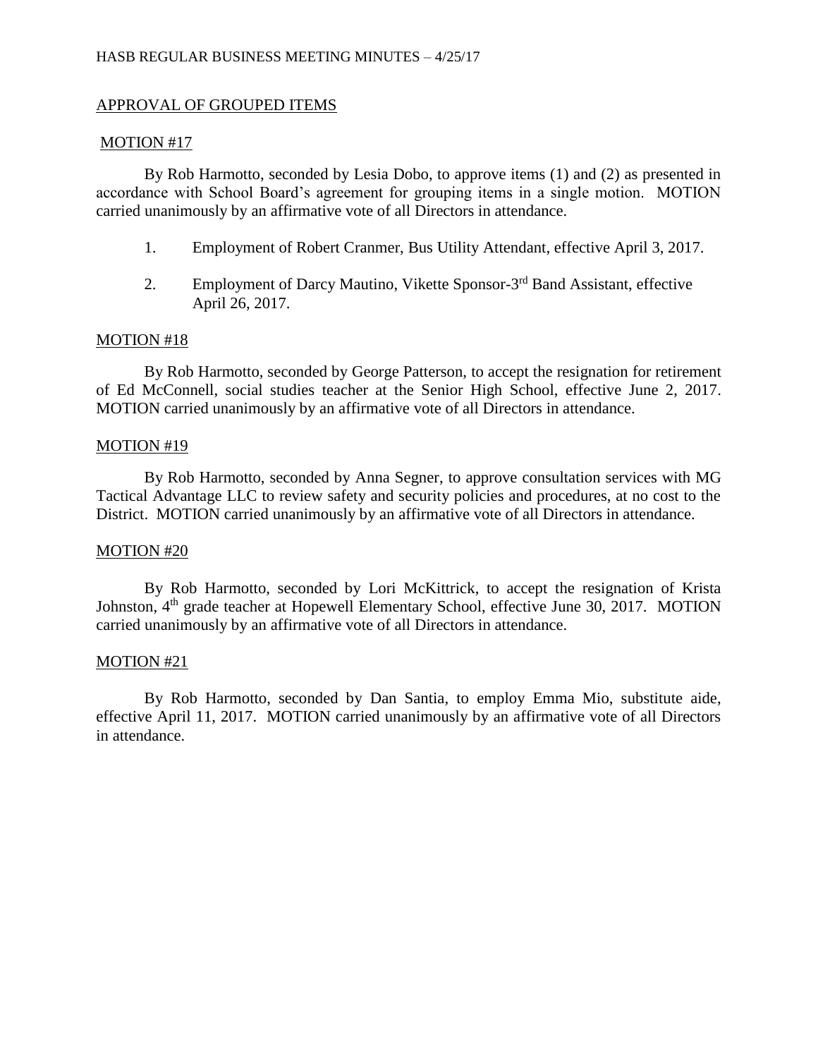## APPROVAL OF GROUPED ITEMS

MOTION #17

By Rob Harmotto, seconded by Lesia Dobo, to approve items (1) and (2) as presented in accordance with School Board's agreement for grouping items in a single motion. MOTION carried unanimously by an affirmative vote of all Directors in attendance.

1. Employment of Robert Cranmer, Bus Utility Attendant, effective April 3, 2017.

2. Employment of Darcy Mautino, Vikette Sponsor-3rd Band Assistant, effective April 26, 2017.

MOTION #18

By Rob Harmotto, seconded by George Patterson, to accept the resignation for retirement of Ed McConnell, social studies teacher at the Senior High School, effective June 2, 2017. MOTION carried unanimously by an affirmative vote of all Directors in attendance.

MOTION #19

By Rob Harmotto, seconded by Anna Segner, to approve consultation services with MG Tactical Advantage LLC to review safety and security policies and procedures, at no cost to the District. MOTION carried unanimously by an affirmative vote of all Directors in attendance.

MOTION #20

By Rob Harmotto, seconded by Lori McKittrick, to accept the resignation of Krista Johnston, 4th grade teacher at Hopewell Elementary School, effective June 30, 2017. MOTION carried unanimously by an affirmative vote of all Directors in attendance.

MOTION #21

By Rob Harmotto, seconded by Dan Santia, to employ Emma Mio, substitute aide, effective April 11, 2017. MOTION carried unanimously by an affirmative vote of all Directors in attendance.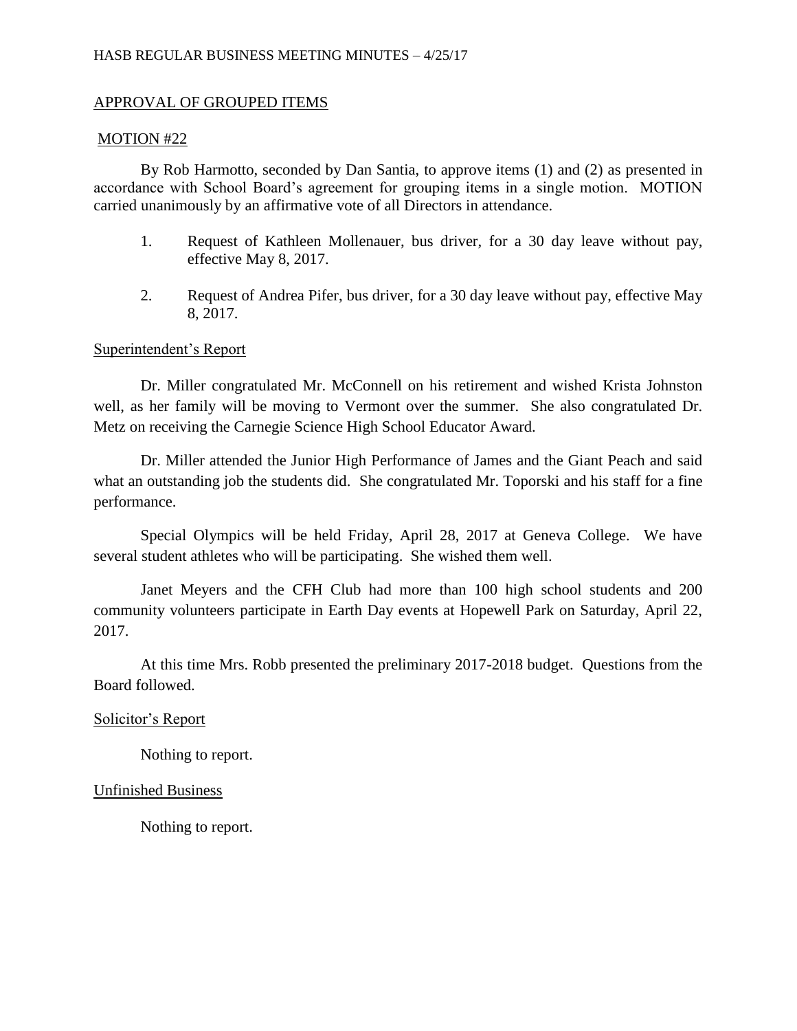APPROVAL OF GROUPED ITEMS

MOTION #22

By Rob Harmotto, seconded by Dan Santia, to approve items (1) and (2) as presented in accordance with School Board's agreement for grouping items in a single motion. MOTION carried unanimously by an affirmative vote of all Directors in attendance.

1. Request of Kathleen Mollenauer, bus driver, for a 30 day leave without pay, effective May 8, 2017.
2. Request of Andrea Pifer, bus driver, for a 30 day leave without pay, effective May 8, 2017.

Superintendent's Report

Dr. Miller congratulated Mr. McConnell on his retirement and wished Krista Johnston well, as her family will be moving to Vermont over the summer. She also congratulated Dr. Metz on receiving the Carnegie Science High School Educator Award.

Dr. Miller attended the Junior High Performance of James and the Giant Peach and said what an outstanding job the students did. She congratulated Mr. Toporski and his staff for a fine performance.

Special Olympics will be held Friday, April 28, 2017 at Geneva College. We have several student athletes who will be participating. She wished them well.

Janet Meyers and the CFH Club had more than 100 high school students and 200 community volunteers participate in Earth Day events at Hopewell Park on Saturday, April 22, 2017.

At this time Mrs. Robb presented the preliminary 2017-2018 budget. Questions from the Board followed.

Solicitor's Report

Nothing to report.

Unfinished Business

Nothing to report.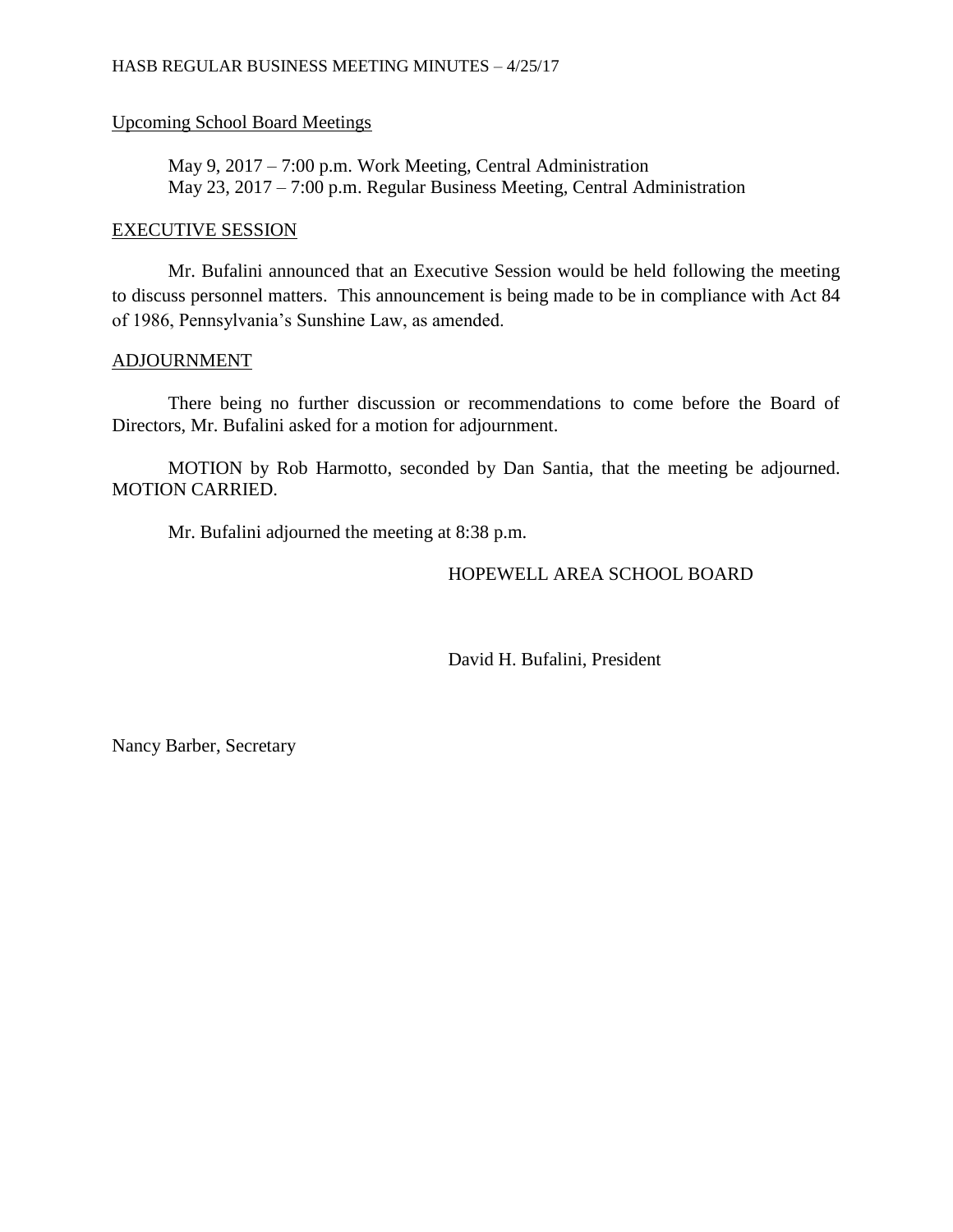Upcoming School Board Meetings

May 9, 2017 – 7:00 p.m. Work Meeting, Central Administration
May 23, 2017 – 7:00 p.m. Regular Business Meeting, Central Administration

EXECUTIVE SESSION

Mr. Bufalini announced that an Executive Session would be held following the meeting to discuss personnel matters. This announcement is being made to be in compliance with Act 84 of 1986, Pennsylvania's Sunshine Law, as amended.

ADJOURNMENT

There being no further discussion or recommendations to come before the Board of Directors, Mr. Bufalini asked for a motion for adjournment.

MOTION by Rob Harmotto, seconded by Dan Santia, that the meeting be adjourned. MOTION CARRIED.

Mr. Bufalini adjourned the meeting at 8:38 p.m.

HOPEWELL AREA SCHOOL BOARD

David H. Bufalini, President

Nancy Barber, Secretary